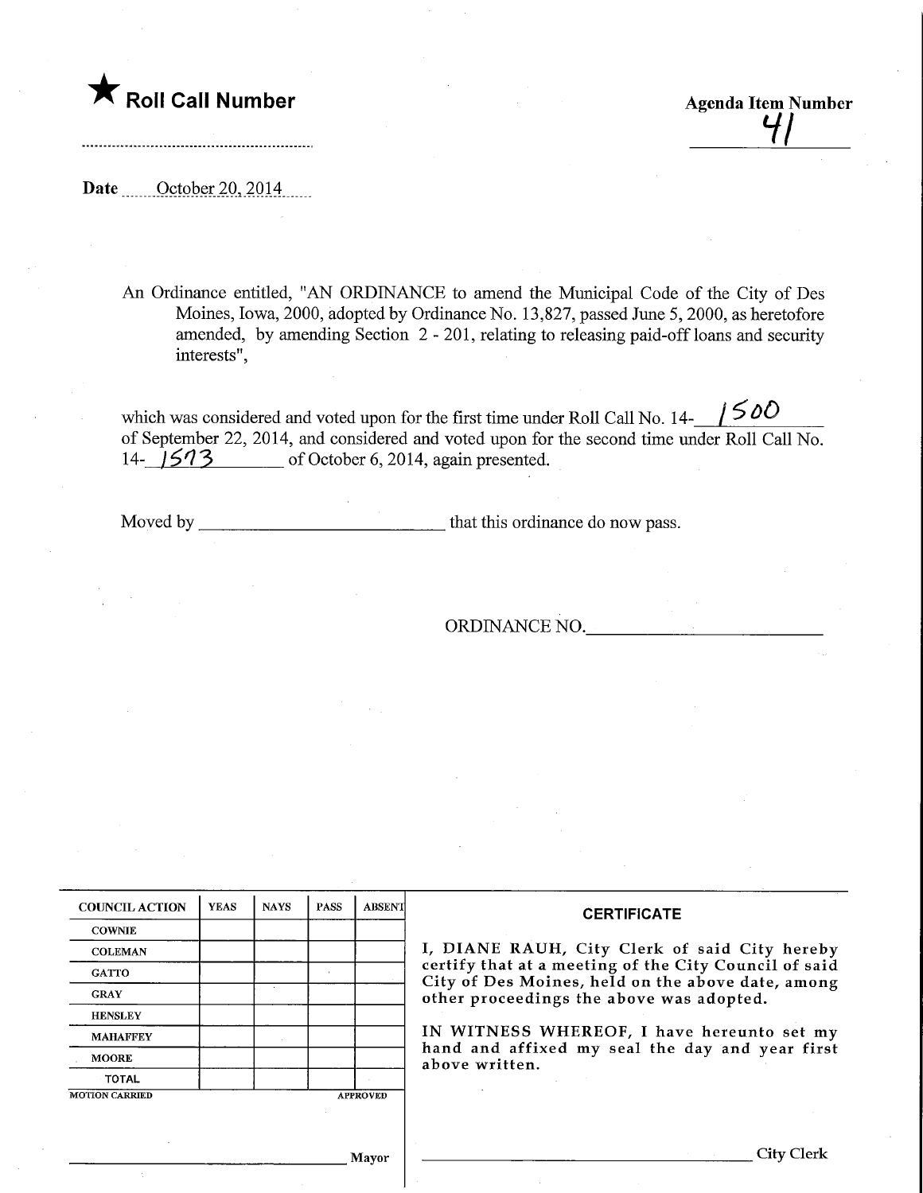★ **Roll Call Number**

**Agenda Item Number**
41

Date October 20, 2014

An Ordinance entitled, "AN ORDINANCE to amend the Municipal Code of the City of Des Moines, Iowa, 2000, adopted by Ordinance No. 13,827, passed June 5, 2000, as heretofore amended, by amending Section 2 - 201, relating to releasing paid-off loans and security interests",

which was considered and voted upon for the first time under Roll Call No. 14-1500 of September 22, 2014, and considered and voted upon for the second time under Roll Call No. 14-1573 of October 6, 2014, again presented.

Moved by ____________________________ that this ordinance do now pass.

ORDINANCE NO.____________________________

| COUNCIL ACTION | YEAS | NAYS | PASS | ABSENT |
|---|---|---|---|---|
| COWNIE | | | | |
| COLEMAN | | | | |
| GATTO | | | | |
| GRAY | | | | |
| HENSLEY | | | | |
| MAHAFFEY | | | | |
| MOORE | | | | |
| TOTAL | | | | |

MOTION CARRIED APPROVED

____________________________ Mayor

**CERTIFICATE**

I, DIANE RAUH, City Clerk of said City hereby certify that at a meeting of the City Council of said City of Des Moines, held on the above date, among other proceedings the above was adopted.

IN WITNESS WHEREOF, I have hereunto set my hand and affixed my seal the day and year first above written.

____________________________ City Clerk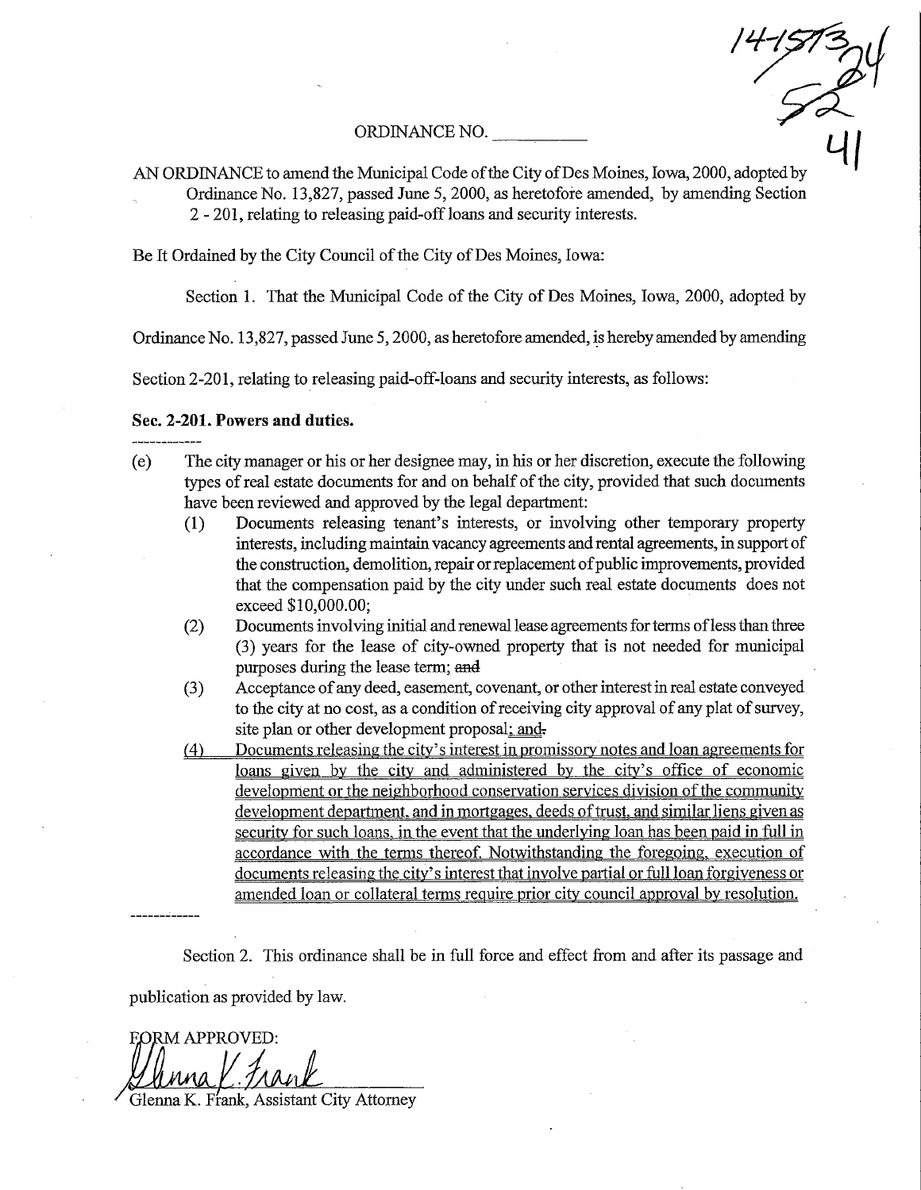14-1573
24
52
41

ORDINANCE NO. __________

AN ORDINANCE to amend the Municipal Code of the City of Des Moines, Iowa, 2000, adopted by Ordinance No. 13,827, passed June 5, 2000, as heretofore amended, by amending Section 2 - 201, relating to releasing paid-off loans and security interests.

Be It Ordained by the City Council of the City of Des Moines, Iowa:

Section 1. That the Municipal Code of the City of Des Moines, Iowa, 2000, adopted by Ordinance No. 13,827, passed June 5, 2000, as heretofore amended, is hereby amended by amending Section 2-201, relating to releasing paid-off-loans and security interests, as follows:

**Sec. 2-201. Powers and duties.**

------------

(e) The city manager or his or her designee may, in his or her discretion, execute the following types of real estate documents for and on behalf of the city, provided that such documents have been reviewed and approved by the legal department:

(1) Documents releasing tenant's interests, or involving other temporary property interests, including maintain vacancy agreements and rental agreements, in support of the construction, demolition, repair or replacement of public improvements, provided that the compensation paid by the city under such real estate documents does not exceed $10,000.00;

(2) Documents involving initial and renewal lease agreements for terms of less than three (3) years for the lease of city-owned property that is not needed for municipal purposes during the lease term; ~~and~~

(3) Acceptance of any deed, easement, covenant, or other interest in real estate conveyed to the city at no cost, as a condition of receiving city approval of any plat of survey, site plan or other development proposal<u>; and</u>~~.~~

<u>(4) Documents releasing the city's interest in promissory notes and loan agreements for loans given by the city and administered by the city's office of economic development or the neighborhood conservation services division of the community development department, and in mortgages, deeds of trust, and similar liens given as security for such loans, in the event that the underlying loan has been paid in full in accordance with the terms thereof. Notwithstanding the foregoing, execution of documents releasing the city's interest that involve partial or full loan forgiveness or amended loan or collateral terms require prior city council approval by resolution.</u>

------------

Section 2. This ordinance shall be in full force and effect from and after its passage and publication as provided by law.

FORM APPROVED:

Glenna K. Frank

Glenna K. Frank, Assistant City Attorney